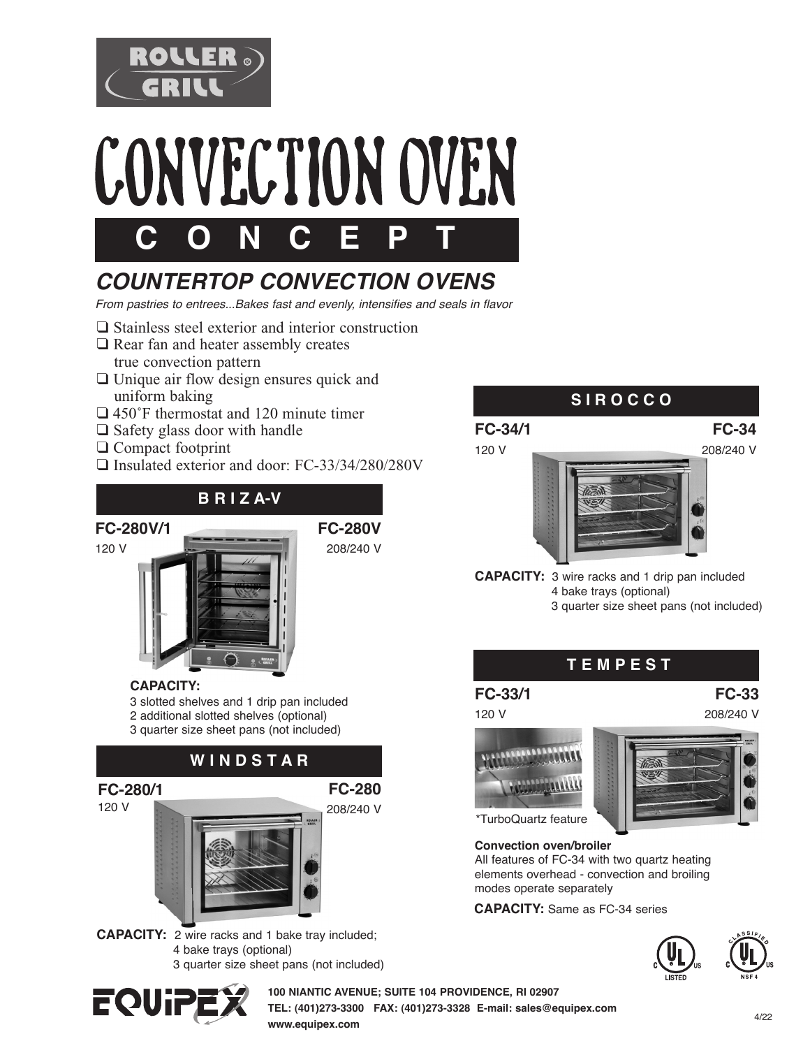ROLLER GRILL

# CONVECTION OVEN

## C O N C E P T

### *COUNTERTOP CONVECTION OVENS*

*From pastries to entrees...Bakes fast and evenly, intensifies and seals in flavor*

- ❑ Stainless steel exterior and interior construction
- ❑ Rear fan and heater assembly creates true convection pattern
- ❑ Unique air flow design ensures quick and uniform baking
- ❑ 450˚F thermostat and 120 minute timer
- ❑ Safety glass door with handle
- ❑ Compact footprint
- ❑ Insulated exterior and door: FC-33/34/280/280V

## B R I Z A-V

**FC-280V/1** 120 V

**FC-280V** 208/240 V

**CAPACITY:**
3 slotted shelves and 1 drip pan included
2 additional slotted shelves (optional)
3 quarter size sheet pans (not included)

## W I N D S T A R

**FC-280/1** 120 V

**FC-280** 208/240 V

**CAPACITY:** 2 wire racks and 1 bake tray included;
4 bake trays (optional)
3 quarter size sheet pans (not included)

## S I R O C C O

**FC-34/1** 120 V

**FC-34** 208/240 V

**CAPACITY:** 3 wire racks and 1 drip pan included
4 bake trays (optional)
3 quarter size sheet pans (not included)

## T E M P E S T

**FC-33/1** 120 V

**FC-33** 208/240 V

\*TurboQuartz feature

**Convection oven/broiler**
All features of FC-34 with two quartz heating elements overhead - convection and broiling modes operate separately

**CAPACITY:** Same as FC-34 series

C UL US LISTED

C UL US CLASSIFIED NSF 4

EQUIPEX

**100 NIANTIC AVENUE; SUITE 104 PROVIDENCE, RI 02907**
**TEL: (401)273-3300 FAX: (401)273-3328 E-mail: sales@equipex.com**
**www.equipex.com**

4/22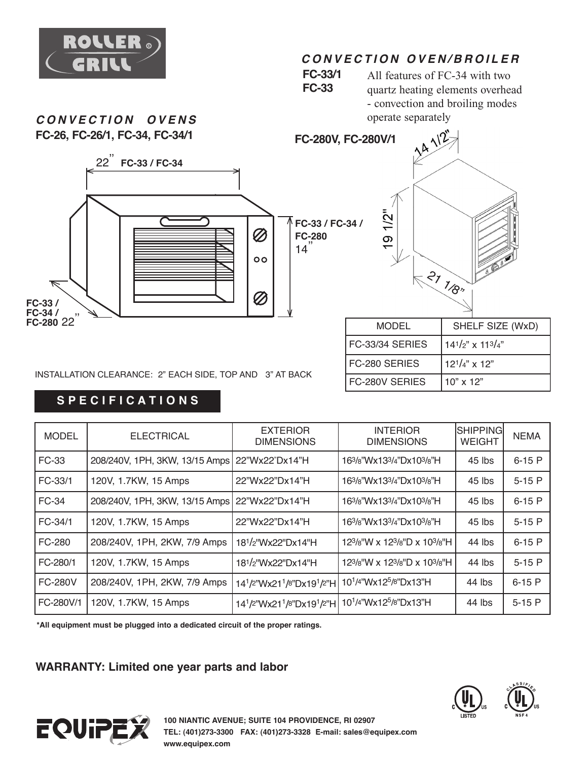ROLLER GRILL

## CONVECTION OVEN/BROILER

**FC-33/1**
**FC-33**

All features of FC-34 with two quartz heating elements overhead - convection and broiling modes operate separately

## CONVECTION OVENS

**FC-26, FC-26/1, FC-34, FC-34/1**

**FC-280V, FC-280V/1**

22" **FC-33 / FC-34**

**FC-33 / FC-34 / FC-280** 14"

**FC-33 / FC-34 / FC-280** 22"

14 1/2"

19 1/2"

21 1/8"

| MODEL | SHELF SIZE (WxD) |
|---|---|
| FC-33/34 SERIES | 14 1/2" x 11 3/4" |
| FC-280 SERIES | 12 1/4" x 12" |
| FC-280V SERIES | 10" x 12" |

INSTALLATION CLEARANCE: 2" EACH SIDE, TOP AND 3" AT BACK

## SPECIFICATIONS

| MODEL | ELECTRICAL | EXTERIOR DIMENSIONS | INTERIOR DIMENSIONS | SHIPPING WEIGHT | NEMA |
|---|---|---|---|---|---|
| FC-33 | 208/240V, 1PH, 3KW, 13/15 Amps | 22"Wx22"Dx14"H | 16 3/8"Wx13 3/4"Dx10 3/8"H | 45 lbs | 6-15 P |
| FC-33/1 | 120V, 1.7KW, 15 Amps | 22"Wx22"Dx14"H | 16 3/8"Wx13 3/4"Dx10 3/8"H | 45 lbs | 5-15 P |
| FC-34 | 208/240V, 1PH, 3KW, 13/15 Amps | 22"Wx22"Dx14"H | 16 3/8"Wx13 3/4"Dx10 3/8"H | 45 lbs | 6-15 P |
| FC-34/1 | 120V, 1.7KW, 15 Amps | 22"Wx22"Dx14"H | 16 3/8"Wx13 3/4"Dx10 3/8"H | 45 lbs | 5-15 P |
| FC-280 | 208/240V, 1PH, 2KW, 7/9 Amps | 18 1/2"Wx22"Dx14"H | 12 3/8"W x 12 3/8"D x 10 3/8"H | 44 lbs | 6-15 P |
| FC-280/1 | 120V, 1.7KW, 15 Amps | 18 1/2"Wx22"Dx14"H | 12 3/8"W x 12 3/8"D x 10 3/8"H | 44 lbs | 5-15 P |
| FC-280V | 208/240V, 1PH, 2KW, 7/9 Amps | 14 1/2"Wx21 1/8"Dx19 1/2"H | 10 1/4"Wx12 5/8"Dx13"H | 44 lbs | 6-15 P |
| FC-280V/1 | 120V, 1.7KW, 15 Amps | 14 1/2"Wx21 1/8"Dx19 1/2"H | 10 1/4"Wx12 5/8"Dx13"H | 44 lbs | 5-15 P |

**\*All equipment must be plugged into a dedicated circuit of the proper ratings.**

**WARRANTY: Limited one year parts and labor**

EQUIPEX

**100 NIANTIC AVENUE; SUITE 104 PROVIDENCE, RI 02907**
**TEL: (401)273-3300 FAX: (401)273-3328 E-mail: sales@equipex.com**
**www.equipex.com**

C UL US LISTED

C UL US CLASSIFIED NSF 4